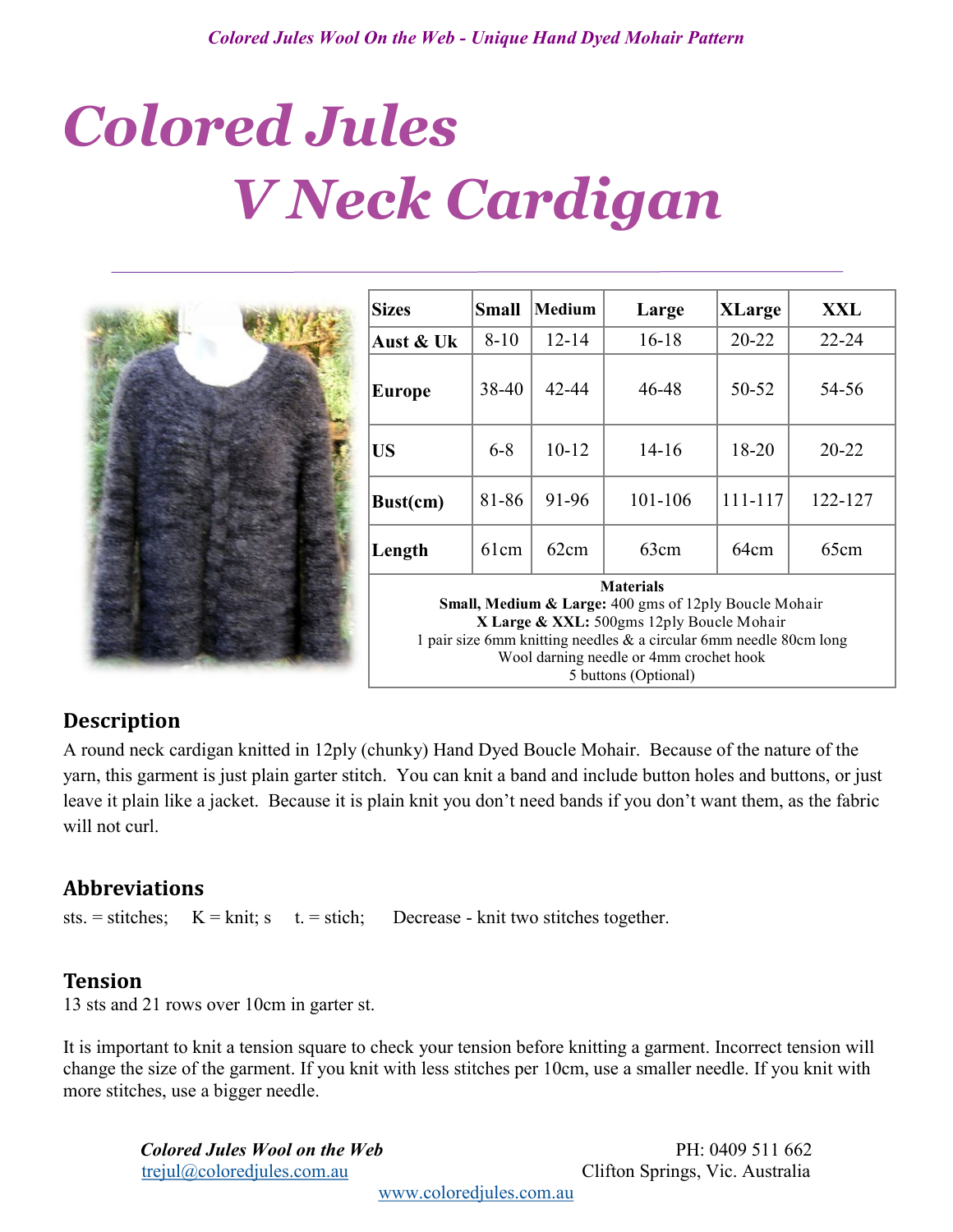# Colored Jules

# V Neck Cardigan

| Sizes | Small | Medium | Large | XLarge | XXL |
|---|---|---|---|---|---|
| Aust & Uk | 8-10 | 12-14 | 16-18 | 20-22 | 22-24 |
| Europe | 38-40 | 42-44 | 46-48 | 50-52 | 54-56 |
| US | 6-8 | 10-12 | 14-16 | 18-20 | 20-22 |
| Bust(cm) | 81-86 | 91-96 | 101-106 | 111-117 | 122-127 |
| Length | 61cm | 62cm | 63cm | 64cm | 65cm |

**Materials**

**Small, Medium & Large:** 400 gms of 12ply Boucle Mohair
**X Large & XXL:** 500gms 12ply Boucle Mohair
1 pair size 6mm knitting needles & a circular 6mm needle 80cm long
Wool darning needle or 4mm crochet hook
5 buttons (Optional)

## Description

A round neck cardigan knitted in 12ply (chunky) Hand Dyed Boucle Mohair. Because of the nature of the yarn, this garment is just plain garter stitch. You can knit a band and include button holes and buttons, or just leave it plain like a jacket. Because it is plain knit you don't need bands if you don't want them, as the fabric will not curl.

## Abbreviations

sts. = stitches; K = knit; s t. = stich; Decrease - knit two stitches together.

## Tension

13 sts and 21 rows over 10cm in garter st.

It is important to knit a tension square to check your tension before knitting a garment. Incorrect tension will change the size of the garment. If you knit with less stitches per 10cm, use a smaller needle. If you knit with more stitches, use a bigger needle.

*Colored Jules Wool on the Web*
trejul@coloredjules.com.au
PH: 0409 511 662
Clifton Springs, Vic. Australia
www.coloredjules.com.au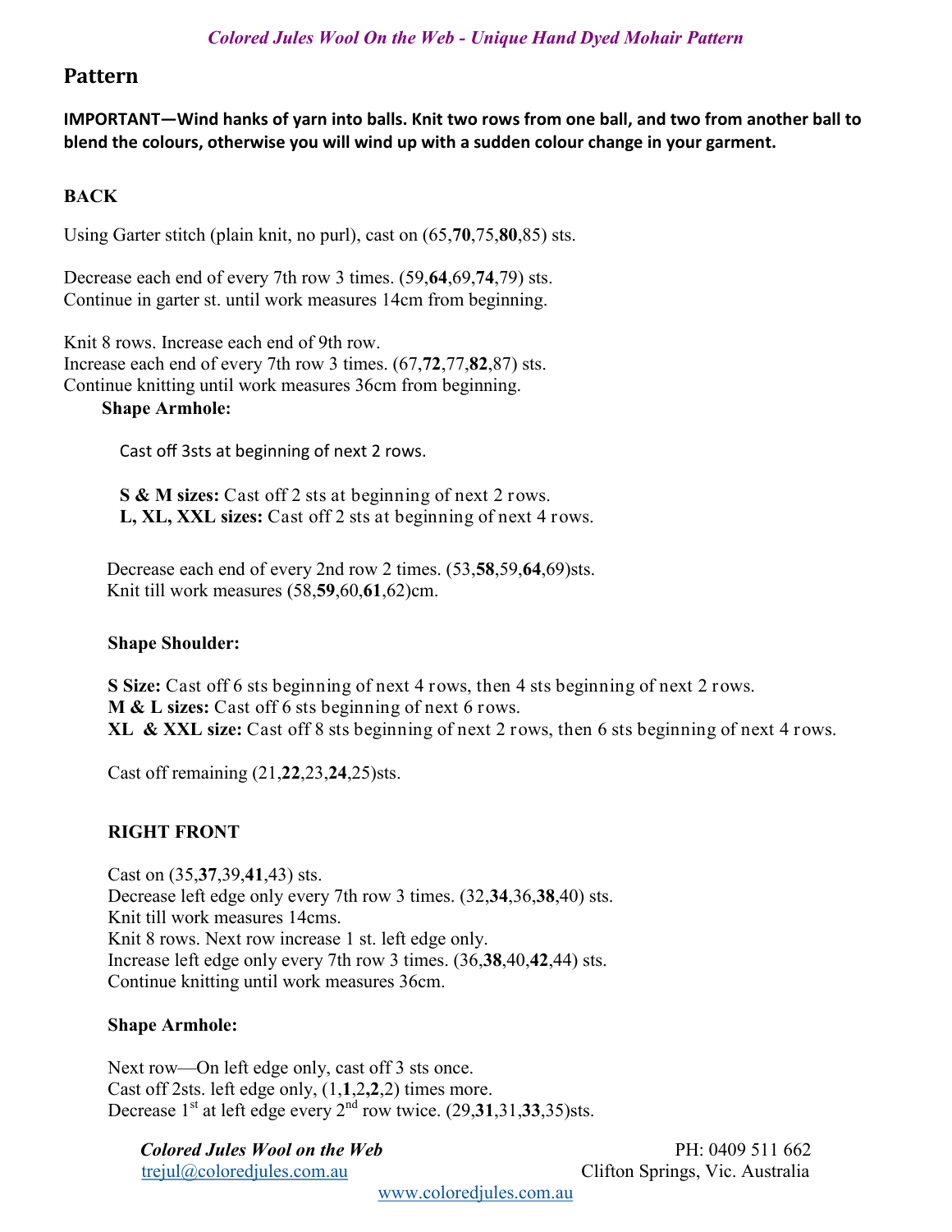## Pattern

**IMPORTANT—Wind hanks of yarn into balls. Knit two rows from one ball, and two from another ball to blend the colours, otherwise you will wind up with a sudden colour change in your garment.**

### BACK

Using Garter stitch (plain knit, no purl), cast on (65,**70**,75,**80**,85) sts.

Decrease each end of every 7th row 3 times. (59,**64**,69,**74**,79) sts.
Continue in garter st. until work measures 14cm from beginning.

Knit 8 rows. Increase each end of 9th row.
Increase each end of every 7th row 3 times. (67,**72**,77,**82**,87) sts.
Continue knitting until work measures 36cm from beginning.

**Shape Armhole:**

Cast off 3sts at beginning of next 2 rows.

**S & M sizes:** Cast off 2 sts at beginning of next 2 rows.
**L, XL, XXL sizes:** Cast off 2 sts at beginning of next 4 rows.

Decrease each end of every 2nd row 2 times. (53,**58**,59,**64**,69)sts.
Knit till work measures (58,**59**,60,**61**,62)cm.

**Shape Shoulder:**

**S Size:** Cast off 6 sts beginning of next 4 rows, then 4 sts beginning of next 2 rows.
**M & L sizes:** Cast off 6 sts beginning of next 6 rows.
**XL & XXL size:** Cast off 8 sts beginning of next 2 rows, then 6 sts beginning of next 4 rows.

Cast off remaining (21,**22**,23,**24**,25)sts.

### RIGHT FRONT

Cast on (35,**37**,39,**41**,43) sts.
Decrease left edge only every 7th row 3 times. (32,**34**,36,**38**,40) sts.
Knit till work measures 14cms.
Knit 8 rows. Next row increase 1 st. left edge only.
Increase left edge only every 7th row 3 times. (36,**38**,40,**42**,44) sts.
Continue knitting until work measures 36cm.

**Shape Armhole:**

Next row—On left edge only, cast off 3 sts once.
Cast off 2sts. left edge only, (1,**1**,2,**2**,2) times more.
Decrease 1st at left edge every 2nd row twice. (29,**31**,31,**33**,35)sts.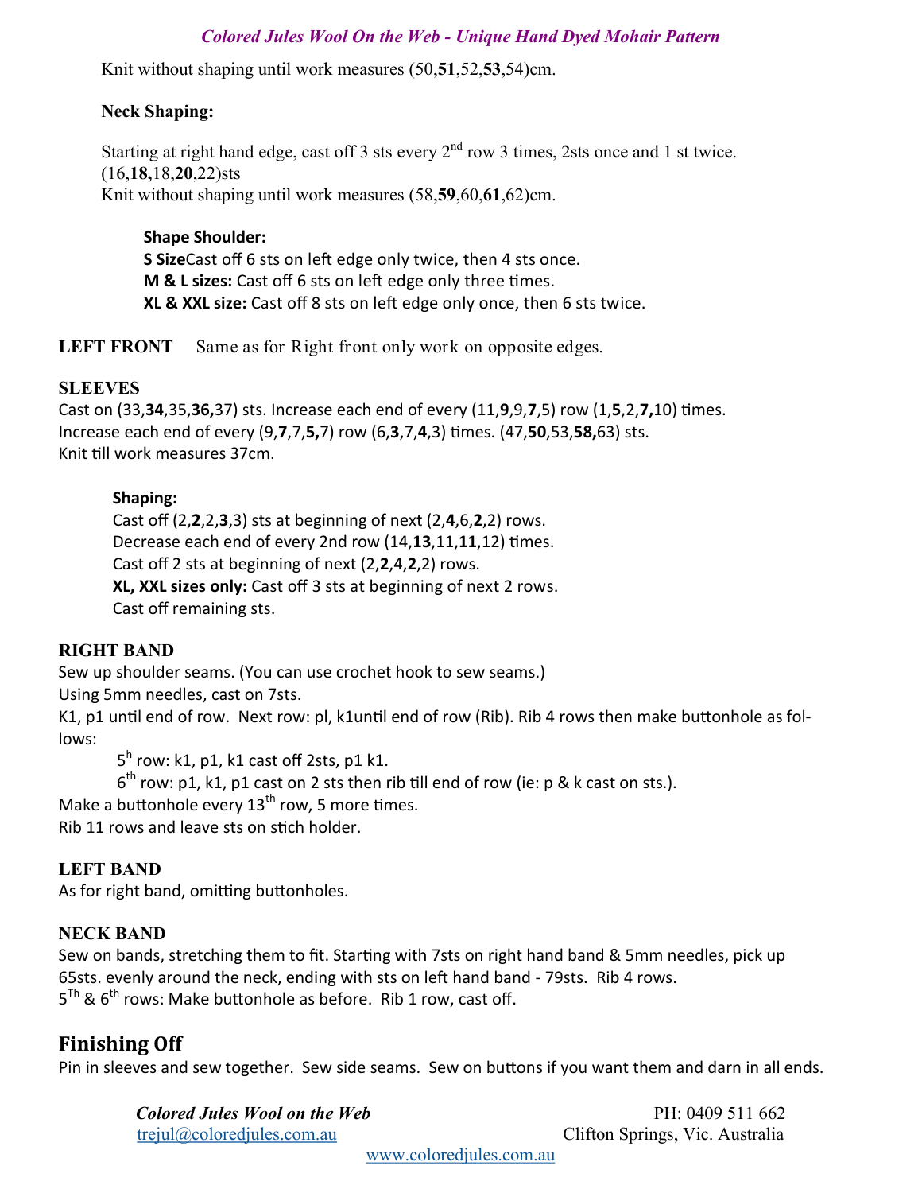Knit without shaping until work measures (50,**51**,52,**53**,54)cm.

**Neck Shaping:**

Starting at right hand edge, cast off 3 sts every 2nd row 3 times, 2sts once and 1 st twice. (16,**18,**18,**20**,22)sts
Knit without shaping until work measures (58,**59**,60,**61**,62)cm.

**Shape Shoulder:**
**S Size**Cast off 6 sts on left edge only twice, then 4 sts once.
**M & L sizes:** Cast off 6 sts on left edge only three times.
**XL & XXL size:** Cast off 8 sts on left edge only once, then 6 sts twice.

**LEFT FRONT** Same as for Right front only work on opposite edges.

## SLEEVES

Cast on (33,**34**,35,**36,**37) sts. Increase each end of every (11,**9**,9,**7**,5) row (1,**5**,2,**7,**10) times.
Increase each end of every (9,**7**,7,**5,**7) row (6,**3**,7,**4**,3) times. (47,**50**,53,**58,**63) sts.
Knit till work measures 37cm.

**Shaping:**
Cast off (2,**2**,2,**3**,3) sts at beginning of next (2,**4**,6,**2**,2) rows.
Decrease each end of every 2nd row (14,**13**,11,**11**,12) times.
Cast off 2 sts at beginning of next (2,**2**,4,**2**,2) rows.
**XL, XXL sizes only:** Cast off 3 sts at beginning of next 2 rows.
Cast off remaining sts.

## RIGHT BAND

Sew up shoulder seams. (You can use crochet hook to sew seams.)
Using 5mm needles, cast on 7sts.
K1, p1 until end of row. Next row: pl, k1until end of row (Rib). Rib 4 rows then make buttonhole as follows:

5h row: k1, p1, k1 cast off 2sts, p1 k1.

6th row: p1, k1, p1 cast on 2 sts then rib till end of row (ie: p & k cast on sts.).

Make a buttonhole every 13th row, 5 more times.
Rib 11 rows and leave sts on stich holder.

## LEFT BAND

As for right band, omitting buttonholes.

## NECK BAND

Sew on bands, stretching them to fit. Starting with 7sts on right hand band & 5mm needles, pick up 65sts. evenly around the neck, ending with sts on left hand band - 79sts. Rib 4 rows.
5Th & 6th rows: Make buttonhole as before. Rib 1 row, cast off.

## Finishing Off

Pin in sleeves and sew together. Sew side seams. Sew on buttons if you want them and darn in all ends.

***Colored Jules Wool on the Web***
trejul@coloredjules.com.au

PH: 0409 511 662
Clifton Springs, Vic. Australia

www.coloredjules.com.au